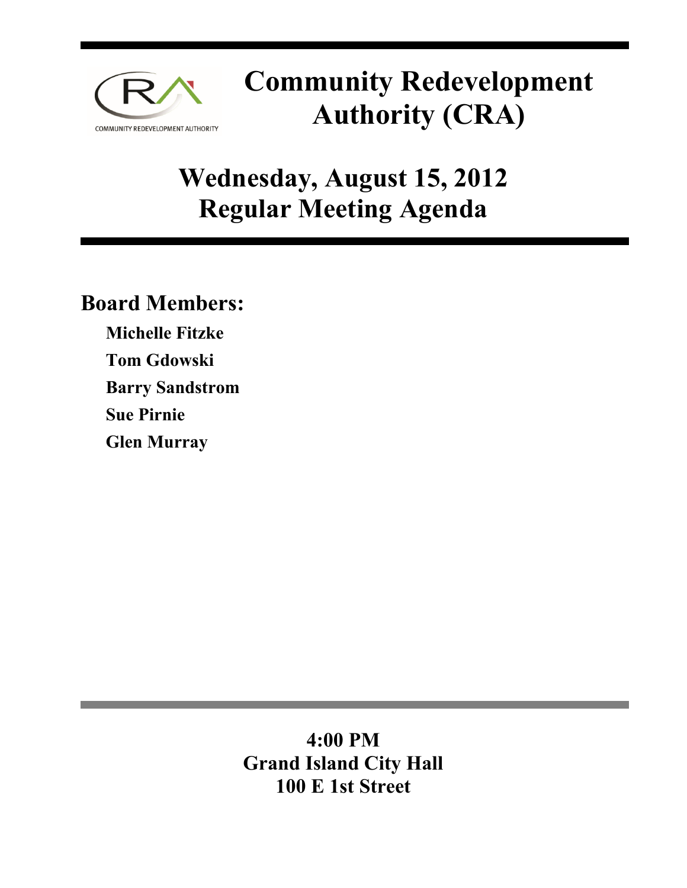# Community Redevelopment Authority (CRA)

## Wednesday, August 15, 2012
## Regular Meeting Agenda

### Board Members:

**Michelle Fitzke**

**Tom Gdowski**

**Barry Sandstrom**

**Sue Pirnie**

**Glen Murray**

**4:00 PM**
**Grand Island City Hall**
**100 E 1st Street**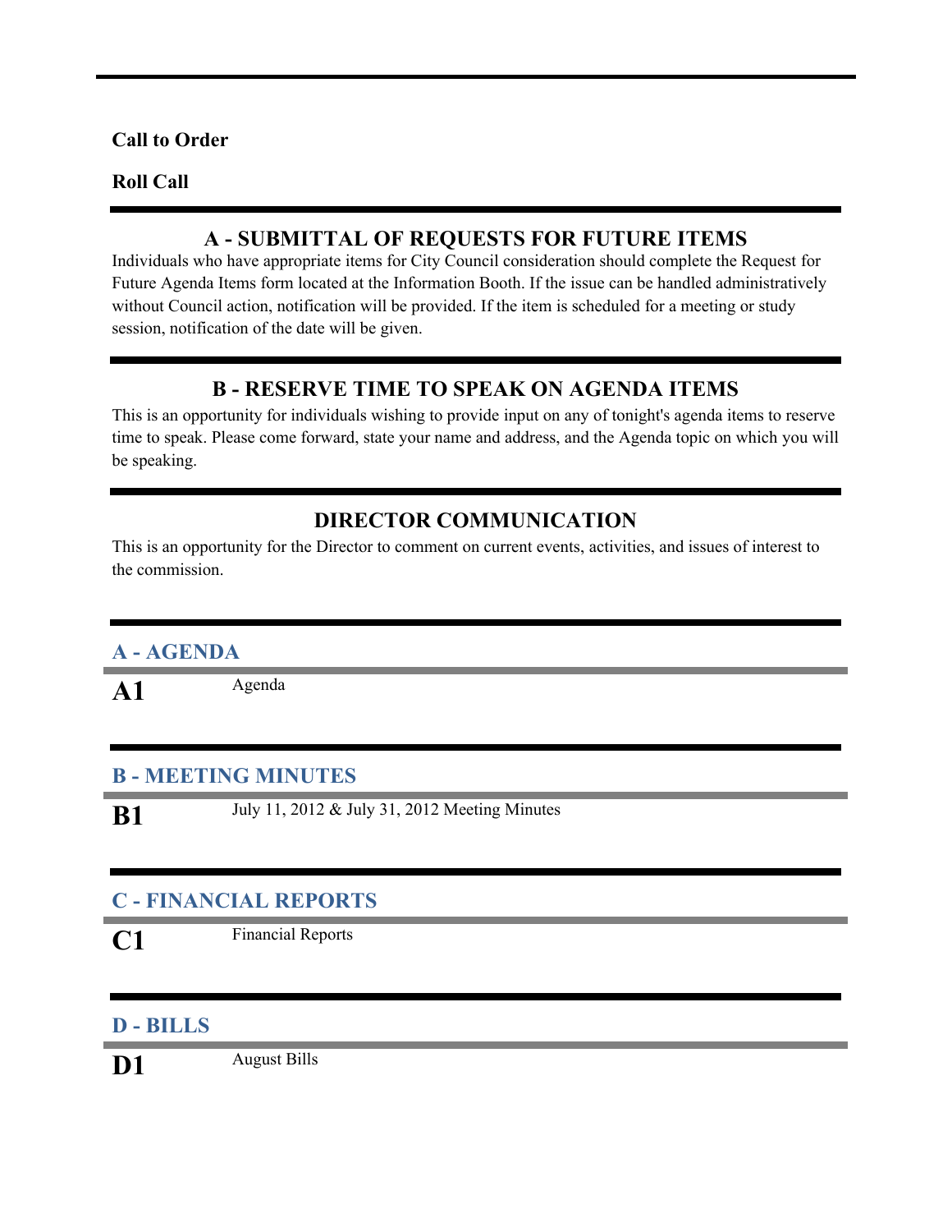**Call to Order**

**Roll Call**

## A - SUBMITTAL OF REQUESTS FOR FUTURE ITEMS

Individuals who have appropriate items for City Council consideration should complete the Request for Future Agenda Items form located at the Information Booth. If the issue can be handled administratively without Council action, notification will be provided. If the item is scheduled for a meeting or study session, notification of the date will be given.

## B - RESERVE TIME TO SPEAK ON AGENDA ITEMS

This is an opportunity for individuals wishing to provide input on any of tonight's agenda items to reserve time to speak. Please come forward, state your name and address, and the Agenda topic on which you will be speaking.

## DIRECTOR COMMUNICATION

This is an opportunity for the Director to comment on current events, activities, and issues of interest to the commission.

### A - AGENDA

**A1** Agenda

### B - MEETING MINUTES

**B1** July 11, 2012 & July 31, 2012 Meeting Minutes

### C - FINANCIAL REPORTS

**C1** Financial Reports

### D - BILLS

**D1** August Bills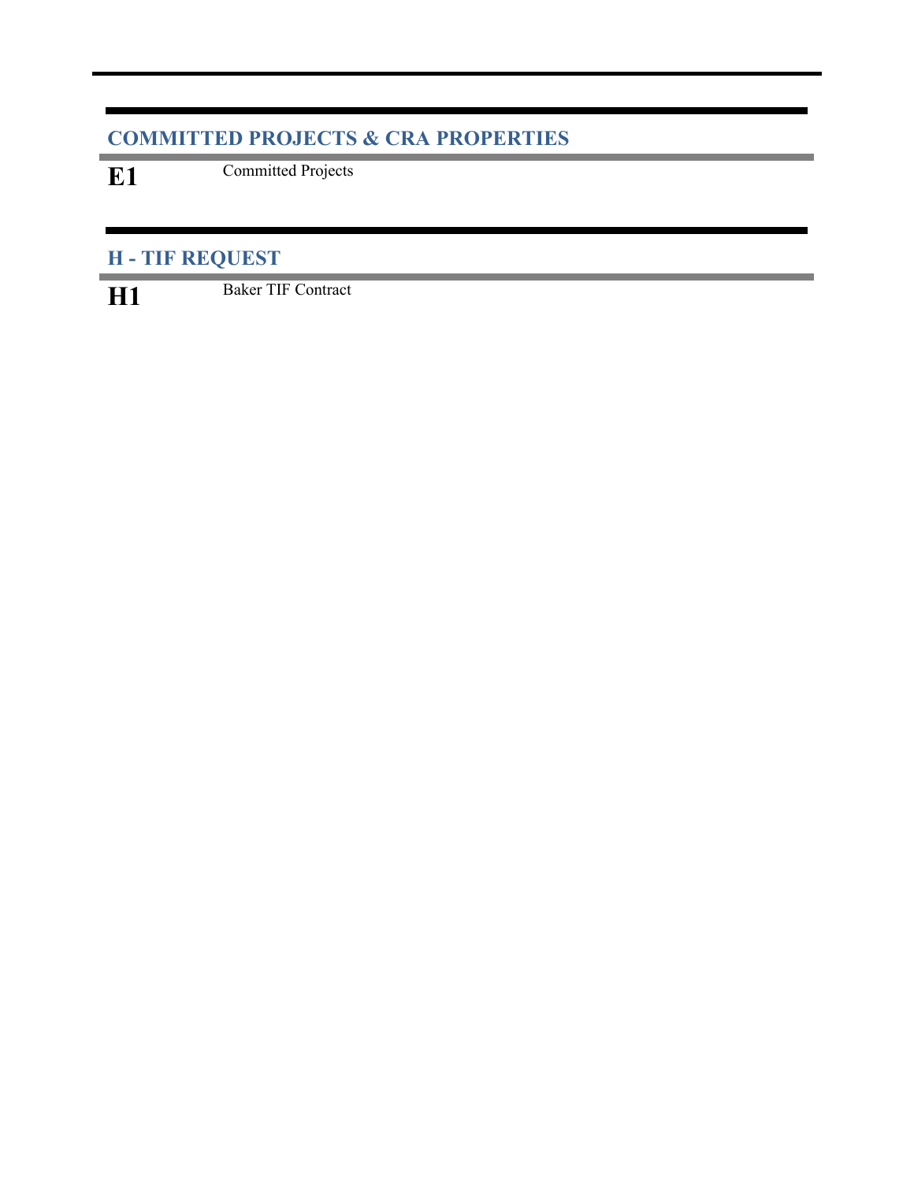## COMMITTED PROJECTS & CRA PROPERTIES

**E1** Committed Projects

## H - TIF REQUEST

**H1** Baker TIF Contract